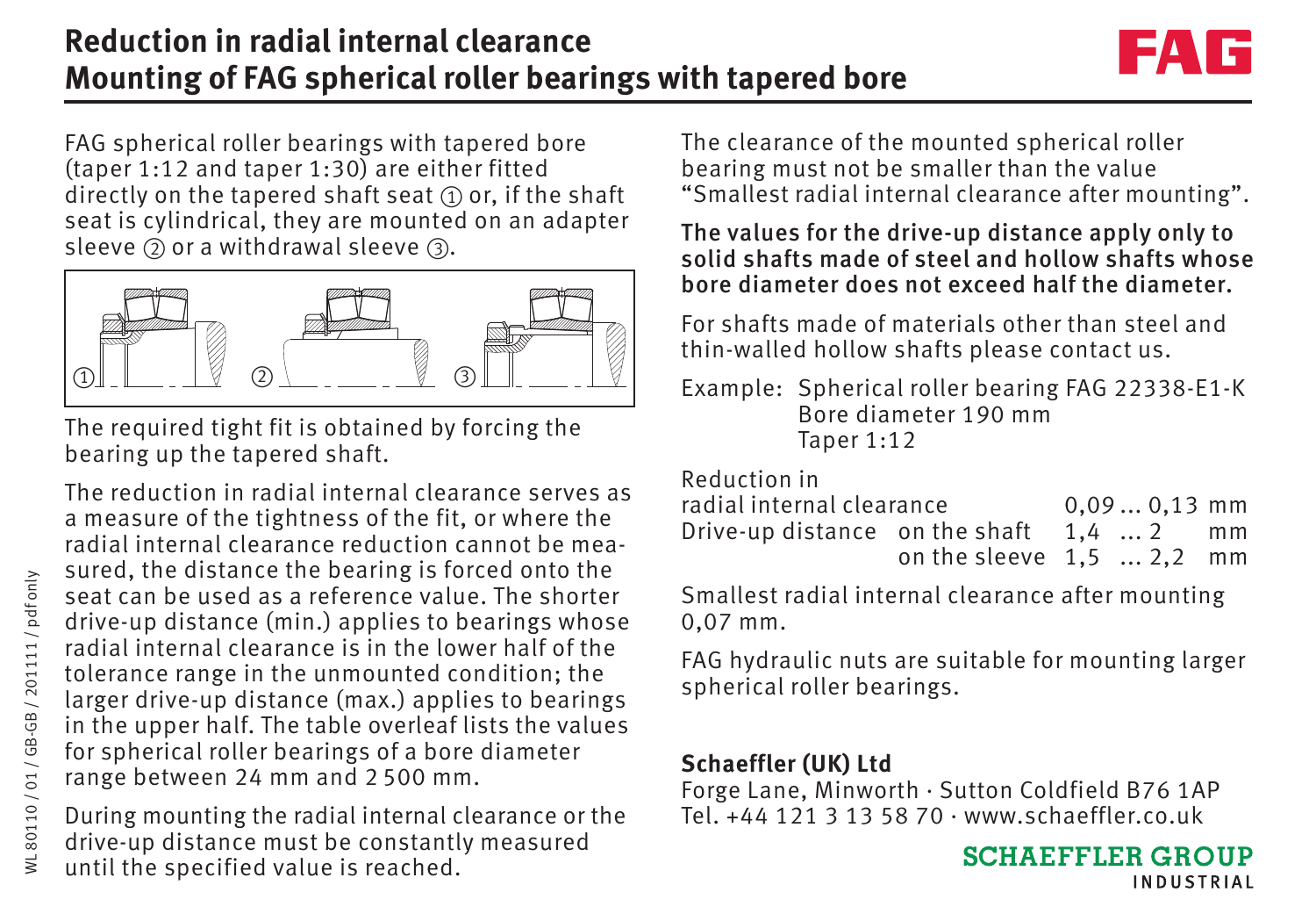# Reduction in radial internal clearance
## Mounting of FAG spherical roller bearings with tapered bore

FAG spherical roller bearings with tapered bore (taper 1:12 and taper 1:30) are either fitted directly on the tapered shaft seat ① or, if the shaft seat is cylindrical, they are mounted on an adapter sleeve ② or a withdrawal sleeve ③.

The required tight fit is obtained by forcing the bearing up the tapered shaft.

The reduction in radial internal clearance serves as a measure of the tightness of the fit, or where the radial internal clearance reduction cannot be measured, the distance the bearing is forced onto the seat can be used as a reference value. The shorter drive-up distance (min.) applies to bearings whose radial internal clearance is in the lower half of the tolerance range in the unmounted condition; the larger drive-up distance (max.) applies to bearings in the upper half. The table overleaf lists the values for spherical roller bearings of a bore diameter range between 24 mm and 2 500 mm.

During mounting the radial internal clearance or the drive-up distance must be constantly measured until the specified value is reached.

The clearance of the mounted spherical roller bearing must not be smaller than the value "Smallest radial internal clearance after mounting".

**The values for the drive-up distance apply only to solid shafts made of steel and hollow shafts whose bore diameter does not exceed half the diameter.**

For shafts made of materials other than steel and thin-walled hollow shafts please contact us.

Example: Spherical roller bearing FAG 22338-E1-K
Bore diameter 190 mm
Taper 1:12

| Reduction in radial internal clearance | | 0,09 ... 0,13 | mm |
|---|---|---|---|
| Drive-up distance | on the shaft | 1,4 ... 2 | mm |
| | on the sleeve | 1,5 ... 2,2 | mm |

Smallest radial internal clearance after mounting 0,07 mm.

FAG hydraulic nuts are suitable for mounting larger spherical roller bearings.

**Schaeffler (UK) Ltd**
Forge Lane, Minworth · Sutton Coldfield B76 1AP
Tel. +44 121 3 13 58 70 · www.schaeffler.co.uk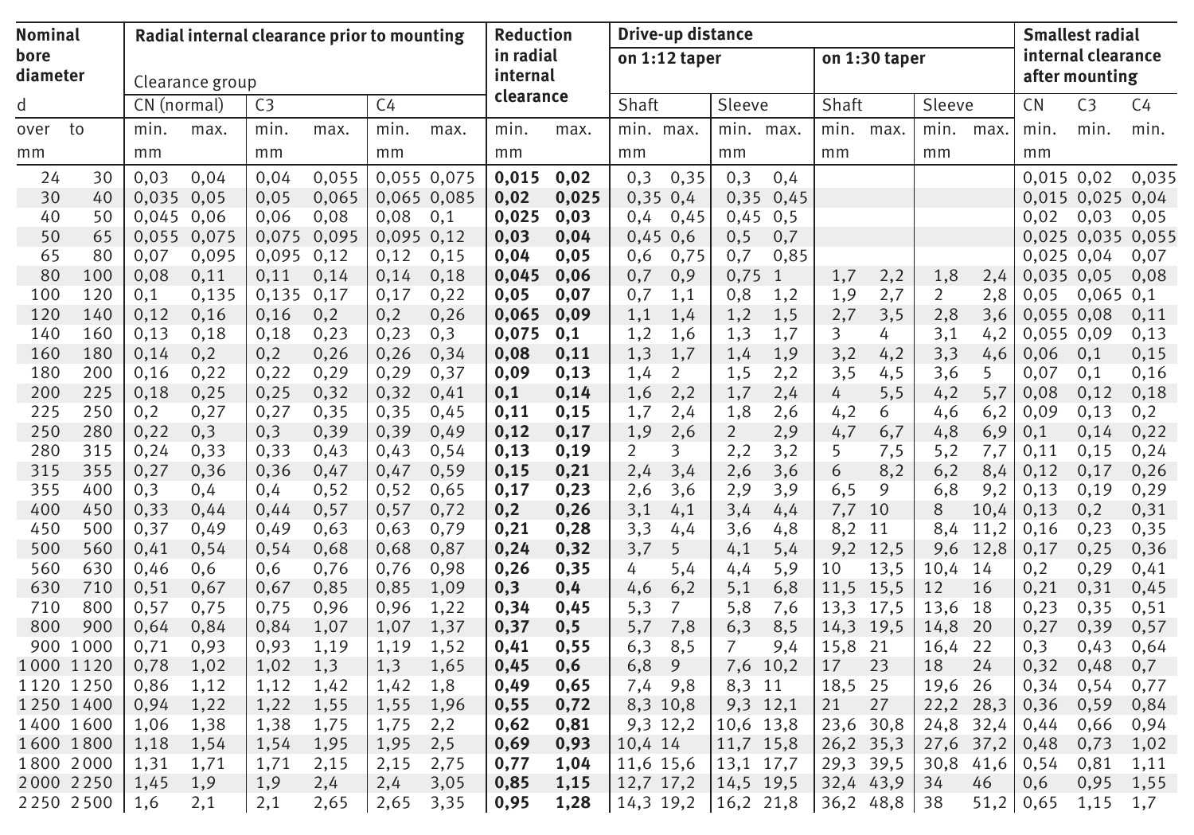| Nominal bore diameter | | Radial internal clearance prior to mounting | | | | | | Reduction in radial internal clearance | | Drive-up distance | | | | | | | | Smallest radial internal clearance after mounting | | |
|---|---|---|---|---|---|---|---|---|---|---|---|---|---|---|---|---|---|---|---|---|
| | | Clearance group | | | | | | | | on 1:12 taper | | | | on 1:30 taper | | | | | | |
| d | | CN (normal) | | C3 | | C4 | | | | Shaft | | Sleeve | | Shaft | | Sleeve | | CN | C3 | C4 |
| over | to | min. | max. | min. | max. | min. | max. | min. | max. | min. | max. | min. | max. | min. | max. | min. | max. | min. | min. | min. |
| mm | | mm | | | | | | mm | | mm | | mm | | mm | | mm | | mm | | |
| 24 | 30 | 0,03 | 0,04 | 0,04 | 0,055 | 0,055 | 0,075 | **0,015** | **0,02** | 0,3 | 0,35 | 0,3 | 0,4 | | | | | 0,015 | 0,02 | 0,035 |
| 30 | 40 | 0,035 | 0,05 | 0,05 | 0,065 | 0,065 | 0,085 | **0,02** | **0,025** | 0,35 | 0,4 | 0,35 | 0,45 | | | | | 0,015 | 0,025 | 0,04 |
| 40 | 50 | 0,045 | 0,06 | 0,06 | 0,08 | 0,08 | 0,1 | **0,025** | **0,03** | 0,4 | 0,45 | 0,45 | 0,5 | | | | | 0,02 | 0,03 | 0,05 |
| 50 | 65 | 0,055 | 0,075 | 0,075 | 0,095 | 0,095 | 0,12 | **0,03** | **0,04** | 0,45 | 0,6 | 0,5 | 0,7 | | | | | 0,025 | 0,035 | 0,055 |
| 65 | 80 | 0,07 | 0,095 | 0,095 | 0,12 | 0,12 | 0,15 | **0,04** | **0,05** | 0,6 | 0,75 | 0,7 | 0,85 | | | | | 0,025 | 0,04 | 0,07 |
| 80 | 100 | 0,08 | 0,11 | 0,11 | 0,14 | 0,14 | 0,18 | **0,045** | **0,06** | 0,7 | 0,9 | 0,75 | 1 | 1,7 | 2,2 | 1,8 | 2,4 | 0,035 | 0,05 | 0,08 |
| 100 | 120 | 0,1 | 0,135 | 0,135 | 0,17 | 0,17 | 0,22 | **0,05** | **0,07** | 0,7 | 1,1 | 0,8 | 1,2 | 1,9 | 2,7 | 2 | 2,8 | 0,05 | 0,065 | 0,1 |
| 120 | 140 | 0,12 | 0,16 | 0,16 | 0,2 | 0,2 | 0,26 | **0,065** | **0,09** | 1,1 | 1,4 | 1,2 | 1,5 | 2,7 | 3,5 | 2,8 | 3,6 | 0,055 | 0,08 | 0,11 |
| 140 | 160 | 0,13 | 0,18 | 0,18 | 0,23 | 0,23 | 0,3 | **0,075** | **0,1** | 1,2 | 1,6 | 1,3 | 1,7 | 3 | 4 | 3,1 | 4,2 | 0,055 | 0,09 | 0,13 |
| 160 | 180 | 0,14 | 0,2 | 0,2 | 0,26 | 0,26 | 0,34 | **0,08** | **0,11** | 1,3 | 1,7 | 1,4 | 1,9 | 3,2 | 4,2 | 3,3 | 4,6 | 0,06 | 0,1 | 0,15 |
| 180 | 200 | 0,16 | 0,22 | 0,22 | 0,29 | 0,29 | 0,37 | **0,09** | **0,13** | 1,4 | 2 | 1,5 | 2,2 | 3,5 | 4,5 | 3,6 | 5 | 0,07 | 0,1 | 0,16 |
| 200 | 225 | 0,18 | 0,25 | 0,25 | 0,32 | 0,32 | 0,41 | **0,1** | **0,14** | 1,6 | 2,2 | 1,7 | 2,4 | 4 | 5,5 | 4,2 | 5,7 | 0,08 | 0,12 | 0,18 |
| 225 | 250 | 0,2 | 0,27 | 0,27 | 0,35 | 0,35 | 0,45 | **0,11** | **0,15** | 1,7 | 2,4 | 1,8 | 2,6 | 4,2 | 6 | 4,6 | 6,2 | 0,09 | 0,13 | 0,2 |
| 250 | 280 | 0,22 | 0,3 | 0,3 | 0,39 | 0,39 | 0,49 | **0,12** | **0,17** | 1,9 | 2,6 | 2 | 2,9 | 4,7 | 6,7 | 4,8 | 6,9 | 0,1 | 0,14 | 0,22 |
| 280 | 315 | 0,24 | 0,33 | 0,33 | 0,43 | 0,43 | 0,54 | **0,13** | **0,19** | 2 | 3 | 2,2 | 3,2 | 5 | 7,5 | 5,2 | 7,7 | 0,11 | 0,15 | 0,24 |
| 315 | 355 | 0,27 | 0,36 | 0,36 | 0,47 | 0,47 | 0,59 | **0,15** | **0,21** | 2,4 | 3,4 | 2,6 | 3,6 | 6 | 8,2 | 6,2 | 8,4 | 0,12 | 0,17 | 0,26 |
| 355 | 400 | 0,3 | 0,4 | 0,4 | 0,52 | 0,52 | 0,65 | **0,17** | **0,23** | 2,6 | 3,6 | 2,9 | 3,9 | 6,5 | 9 | 6,8 | 9,2 | 0,13 | 0,19 | 0,29 |
| 400 | 450 | 0,33 | 0,44 | 0,44 | 0,57 | 0,57 | 0,72 | **0,2** | **0,26** | 3,1 | 4,1 | 3,4 | 4,4 | 7,7 | 10 | 8 | 10,4 | 0,13 | 0,2 | 0,31 |
| 450 | 500 | 0,37 | 0,49 | 0,49 | 0,63 | 0,63 | 0,79 | **0,21** | **0,28** | 3,3 | 4,4 | 3,6 | 4,8 | 8,2 | 11 | 8,4 | 11,2 | 0,16 | 0,23 | 0,35 |
| 500 | 560 | 0,41 | 0,54 | 0,54 | 0,68 | 0,68 | 0,87 | **0,24** | **0,32** | 3,7 | 5 | 4,1 | 5,4 | 9,2 | 12,5 | 9,6 | 12,8 | 0,17 | 0,25 | 0,36 |
| 560 | 630 | 0,46 | 0,6 | 0,6 | 0,76 | 0,76 | 0,98 | **0,26** | **0,35** | 4 | 5,4 | 4,4 | 5,9 | 10 | 13,5 | 10,4 | 14 | 0,2 | 0,29 | 0,41 |
| 630 | 710 | 0,51 | 0,67 | 0,67 | 0,85 | 0,85 | 1,09 | **0,3** | **0,4** | 4,6 | 6,2 | 5,1 | 6,8 | 11,5 | 15,5 | 12 | 16 | 0,21 | 0,31 | 0,45 |
| 710 | 800 | 0,57 | 0,75 | 0,75 | 0,96 | 0,96 | 1,22 | **0,34** | **0,45** | 5,3 | 7 | 5,8 | 7,6 | 13,3 | 17,5 | 13,6 | 18 | 0,23 | 0,35 | 0,51 |
| 800 | 900 | 0,64 | 0,84 | 0,84 | 1,07 | 1,07 | 1,37 | **0,37** | **0,5** | 5,7 | 7,8 | 6,3 | 8,5 | 14,3 | 19,5 | 14,8 | 20 | 0,27 | 0,39 | 0,57 |
| 900 | 1 000 | 0,71 | 0,93 | 0,93 | 1,19 | 1,19 | 1,52 | **0,41** | **0,55** | 6,3 | 8,5 | 7 | 9,4 | 15,8 | 21 | 16,4 | 22 | 0,3 | 0,43 | 0,64 |
| 1 000 | 1 120 | 0,78 | 1,02 | 1,02 | 1,3 | 1,3 | 1,65 | **0,45** | **0,6** | 6,8 | 9 | 7,6 | 10,2 | 17 | 23 | 18 | 24 | 0,32 | 0,48 | 0,7 |
| 1 120 | 1 250 | 0,86 | 1,12 | 1,12 | 1,42 | 1,42 | 1,8 | **0,49** | **0,65** | 7,4 | 9,8 | 8,3 | 11 | 18,5 | 25 | 19,6 | 26 | 0,34 | 0,54 | 0,77 |
| 1 250 | 1 400 | 0,94 | 1,22 | 1,22 | 1,55 | 1,55 | 1,96 | **0,55** | **0,72** | 8,3 | 10,8 | 9,3 | 12,1 | 21 | 27 | 22,2 | 28,3 | 0,36 | 0,59 | 0,84 |
| 1 400 | 1 600 | 1,06 | 1,38 | 1,38 | 1,75 | 1,75 | 2,2 | **0,62** | **0,81** | 9,3 | 12,2 | 10,6 | 13,8 | 23,6 | 30,8 | 24,8 | 32,4 | 0,44 | 0,66 | 0,94 |
| 1 600 | 1 800 | 1,18 | 1,54 | 1,54 | 1,95 | 1,95 | 2,5 | **0,69** | **0,93** | 10,4 | 14 | 11,7 | 15,8 | 26,2 | 35,3 | 27,6 | 37,2 | 0,48 | 0,73 | 1,02 |
| 1 800 | 2 000 | 1,31 | 1,71 | 1,71 | 2,15 | 2,15 | 2,75 | **0,77** | **1,04** | 11,6 | 15,6 | 13,1 | 17,7 | 29,3 | 39,5 | 30,8 | 41,6 | 0,54 | 0,81 | 1,11 |
| 2 000 | 2 250 | 1,45 | 1,9 | 1,9 | 2,4 | 2,4 | 3,05 | **0,85** | **1,15** | 12,7 | 17,2 | 14,5 | 19,5 | 32,4 | 43,9 | 34 | 46 | 0,6 | 0,95 | 1,55 |
| 2 250 | 2 500 | 1,6 | 2,1 | 2,1 | 2,65 | 2,65 | 3,35 | **0,95** | **1,28** | 14,3 | 19,2 | 16,2 | 21,8 | 36,2 | 48,8 | 38 | 51,2 | 0,65 | 1,15 | 1,7 |